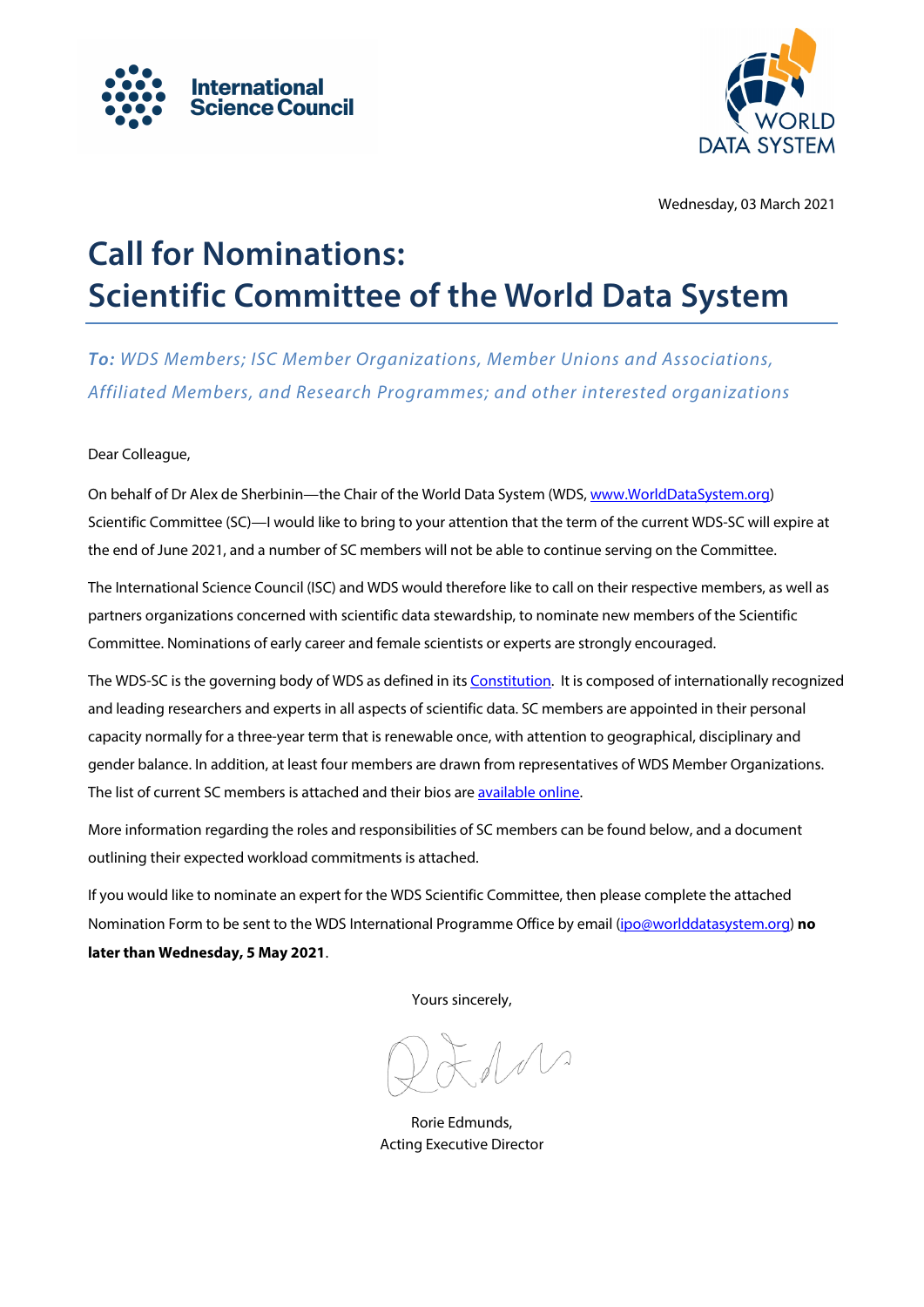International Science Council

WORLD DATA SYSTEM

Wednesday, 03 March 2021

# Call for Nominations: Scientific Committee of the World Data System

***To:*** *WDS Members; ISC Member Organizations, Member Unions and Associations, Affiliated Members, and Research Programmes; and other interested organizations*

Dear Colleague,

On behalf of Dr Alex de Sherbinin—the Chair of the World Data System (WDS, [www.WorldDataSystem.org](www.WorldDataSystem.org)) Scientific Committee (SC)—I would like to bring to your attention that the term of the current WDS-SC will expire at the end of June 2021, and a number of SC members will not be able to continue serving on the Committee.

The International Science Council (ISC) and WDS would therefore like to call on their respective members, as well as partners organizations concerned with scientific data stewardship, to nominate new members of the Scientific Committee. Nominations of early career and female scientists or experts are strongly encouraged.

The WDS-SC is the governing body of WDS as defined in its Constitution. It is composed of internationally recognized and leading researchers and experts in all aspects of scientific data. SC members are appointed in their personal capacity normally for a three-year term that is renewable once, with attention to geographical, disciplinary and gender balance. In addition, at least four members are drawn from representatives of WDS Member Organizations. The list of current SC members is attached and their bios are available online.

More information regarding the roles and responsibilities of SC members can be found below, and a document outlining their expected workload commitments is attached.

If you would like to nominate an expert for the WDS Scientific Committee, then please complete the attached Nomination Form to be sent to the WDS International Programme Office by email (ipo@worlddatasystem.org) **no later than Wednesday, 5 May 2021**.

Yours sincerely,

Rorie Edmunds,
Acting Executive Director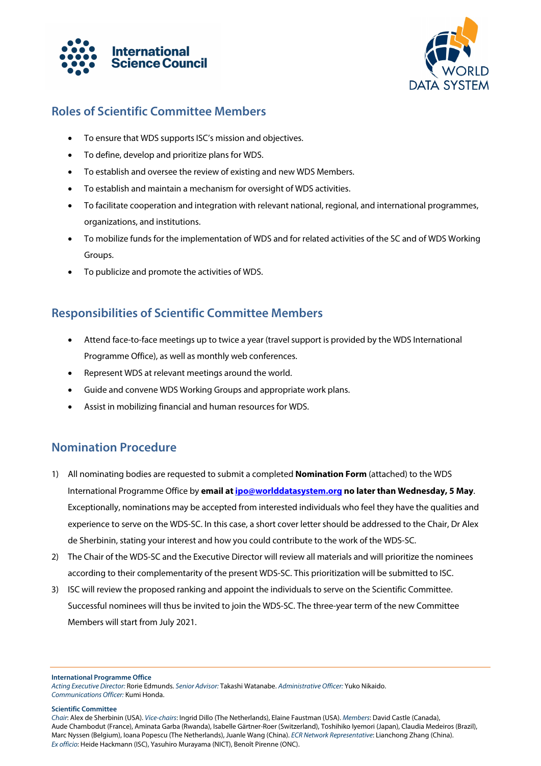## Roles of Scientific Committee Members

- To ensure that WDS supports ISC's mission and objectives.
- To define, develop and prioritize plans for WDS.
- To establish and oversee the review of existing and new WDS Members.
- To establish and maintain a mechanism for oversight of WDS activities.
- To facilitate cooperation and integration with relevant national, regional, and international programmes, organizations, and institutions.
- To mobilize funds for the implementation of WDS and for related activities of the SC and of WDS Working Groups.
- To publicize and promote the activities of WDS.

## Responsibilities of Scientific Committee Members

- Attend face-to-face meetings up to twice a year (travel support is provided by the WDS International Programme Office), as well as monthly web conferences.
- Represent WDS at relevant meetings around the world.
- Guide and convene WDS Working Groups and appropriate work plans.
- Assist in mobilizing financial and human resources for WDS.

## Nomination Procedure

1) All nominating bodies are requested to submit a completed **Nomination Form** (attached) to the WDS International Programme Office by **email at ipo@worlddatasystem.org no later than Wednesday, 5 May**. Exceptionally, nominations may be accepted from interested individuals who feel they have the qualities and experience to serve on the WDS-SC. In this case, a short cover letter should be addressed to the Chair, Dr Alex de Sherbinin, stating your interest and how you could contribute to the work of the WDS-SC.
2) The Chair of the WDS-SC and the Executive Director will review all materials and will prioritize the nominees according to their complementarity of the present WDS-SC. This prioritization will be submitted to ISC.
3) ISC will review the proposed ranking and appoint the individuals to serve on the Scientific Committee. Successful nominees will thus be invited to join the WDS-SC. The three-year term of the new Committee Members will start from July 2021.

**International Programme Office**
*Acting Executive Director:* Rorie Edmunds. *Senior Advisor:* Takashi Watanabe. *Administrative Officer:* Yuko Nikaido. *Communications Officer:* Kumi Honda.

**Scientific Committee**
*Chair*: Alex de Sherbinin (USA). *Vice-chairs*: Ingrid Dillo (The Netherlands), Elaine Faustman (USA). *Members*: David Castle (Canada), Aude Chambodut (France), Aminata Garba (Rwanda), Isabelle Gärtner-Roer (Switzerland), Toshihiko Iyemori (Japan), Claudia Medeiros (Brazil), Marc Nyssen (Belgium), Ioana Popescu (The Netherlands), Juanle Wang (China). *ECR Network Representative*: Lianchong Zhang (China). *Ex officio*: Heide Hackmann (ISC), Yasuhiro Murayama (NICT), Benoît Pirenne (ONC).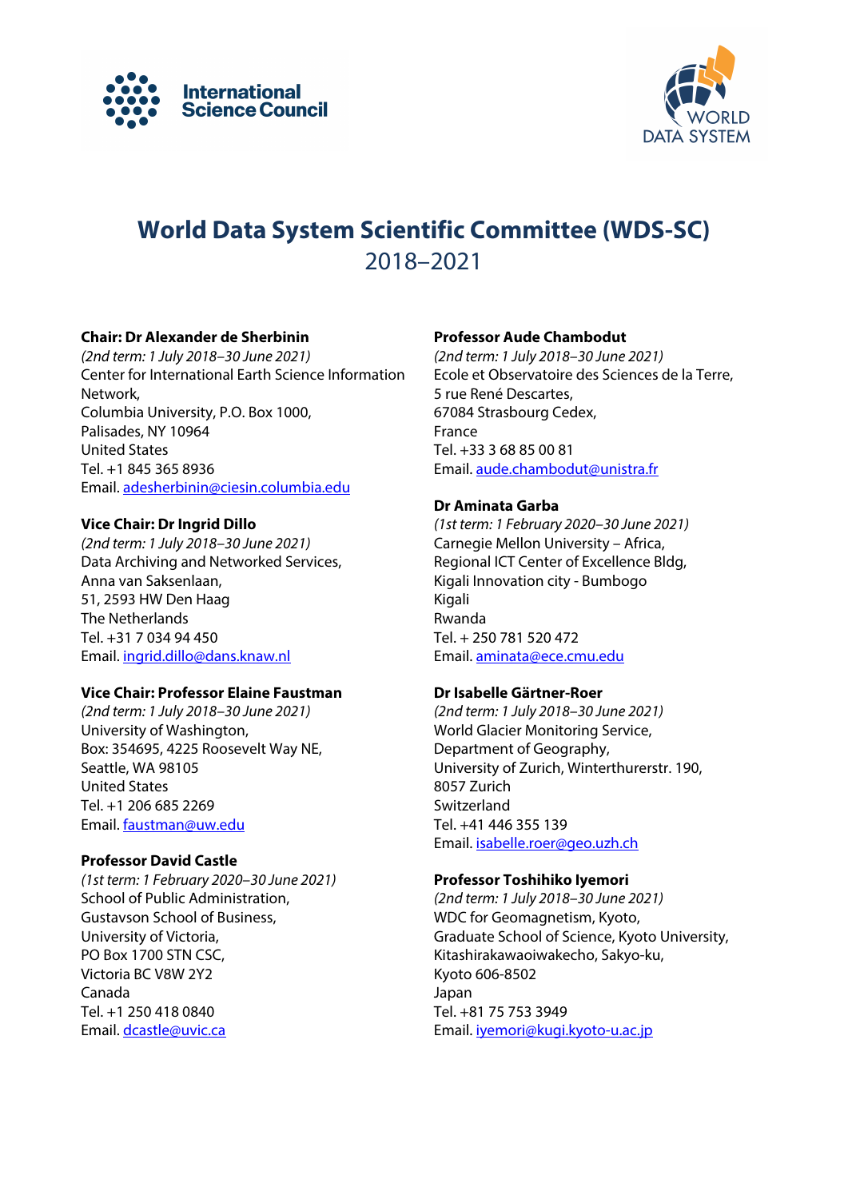# World Data System Scientific Committee (WDS-SC)

2018–2021

**Chair: Dr Alexander de Sherbinin**
*(2nd term: 1 July 2018–30 June 2021)*
Center for International Earth Science Information Network,
Columbia University, P.O. Box 1000,
Palisades, NY 10964
United States
Tel. +1 845 365 8936
Email. adesherbinin@ciesin.columbia.edu

**Vice Chair: Dr Ingrid Dillo**
*(2nd term: 1 July 2018–30 June 2021)*
Data Archiving and Networked Services,
Anna van Saksenlaan,
51, 2593 HW Den Haag
The Netherlands
Tel. +31 7 034 94 450
Email. ingrid.dillo@dans.knaw.nl

**Vice Chair: Professor Elaine Faustman**
*(2nd term: 1 July 2018–30 June 2021)*
University of Washington,
Box: 354695, 4225 Roosevelt Way NE,
Seattle, WA 98105
United States
Tel. +1 206 685 2269
Email. faustman@uw.edu

**Professor David Castle**
*(1st term: 1 February 2020–30 June 2021)*
School of Public Administration,
Gustavson School of Business,
University of Victoria,
PO Box 1700 STN CSC,
Victoria BC V8W 2Y2
Canada
Tel. +1 250 418 0840
Email. dcastle@uvic.ca

**Professor Aude Chambodut**
*(2nd term: 1 July 2018–30 June 2021)*
Ecole et Observatoire des Sciences de la Terre,
5 rue René Descartes,
67084 Strasbourg Cedex,
France
Tel. +33 3 68 85 00 81
Email. aude.chambodut@unistra.fr

**Dr Aminata Garba**
*(1st term: 1 February 2020–30 June 2021)*
Carnegie Mellon University – Africa,
Regional ICT Center of Excellence Bldg,
Kigali Innovation city - Bumbogo
Kigali
Rwanda
Tel. + 250 781 520 472
Email. aminata@ece.cmu.edu

**Dr Isabelle Gärtner-Roer**
*(2nd term: 1 July 2018–30 June 2021)*
World Glacier Monitoring Service,
Department of Geography,
University of Zurich, Winterthurerstr. 190,
8057 Zurich
Switzerland
Tel. +41 446 355 139
Email. isabelle.roer@geo.uzh.ch

**Professor Toshihiko Iyemori**
*(2nd term: 1 July 2018–30 June 2021)*
WDC for Geomagnetism, Kyoto,
Graduate School of Science, Kyoto University,
Kitashirakawaoiwakecho, Sakyo-ku,
Kyoto 606-8502
Japan
Tel. +81 75 753 3949
Email. iyemori@kugi.kyoto-u.ac.jp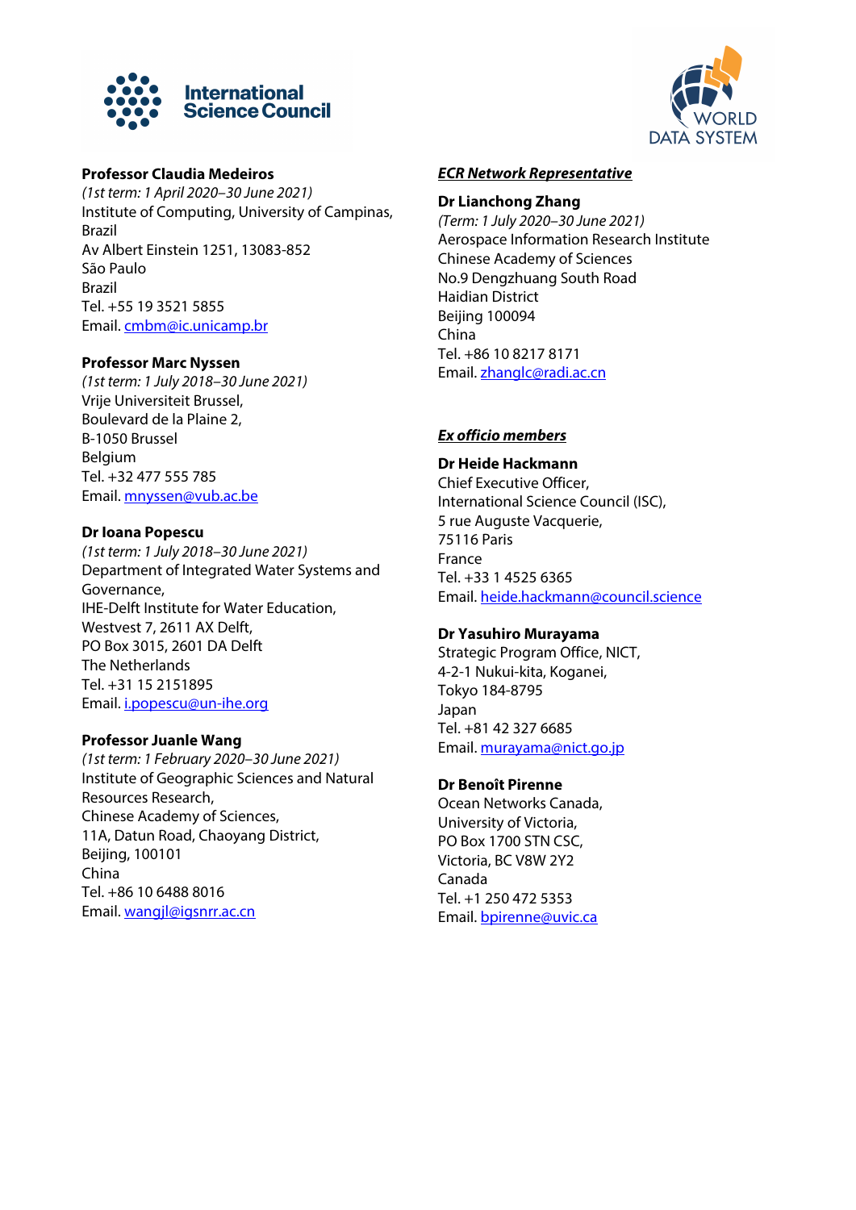**Professor Claudia Medeiros**
*(1st term: 1 April 2020–30 June 2021)*
Institute of Computing, University of Campinas, Brazil
Av Albert Einstein 1251, 13083-852
São Paulo
Brazil
Tel. +55 19 3521 5855
Email. cmbm@ic.unicamp.br

**Professor Marc Nyssen**
*(1st term: 1 July 2018–30 June 2021)*
Vrije Universiteit Brussel,
Boulevard de la Plaine 2,
B-1050 Brussel
Belgium
Tel. +32 477 555 785
Email. mnyssen@vub.ac.be

**Dr Ioana Popescu**
*(1st term: 1 July 2018–30 June 2021)*
Department of Integrated Water Systems and Governance,
IHE-Delft Institute for Water Education,
Westvest 7, 2611 AX Delft,
PO Box 3015, 2601 DA Delft
The Netherlands
Tel. +31 15 2151895
Email. i.popescu@un-ihe.org

**Professor Juanle Wang**
*(1st term: 1 February 2020–30 June 2021)*
Institute of Geographic Sciences and Natural Resources Research,
Chinese Academy of Sciences,
11A, Datun Road, Chaoyang District,
Beijing, 100101
China
Tel. +86 10 6488 8016
Email. wangjl@igsnrr.ac.cn

***ECR Network Representative***

**Dr Lianchong Zhang**
*(Term: 1 July 2020–30 June 2021)*
Aerospace Information Research Institute
Chinese Academy of Sciences
No.9 Dengzhuang South Road
Haidian District
Beijing 100094
China
Tel. +86 10 8217 8171
Email. zhanglc@radi.ac.cn

***Ex officio members***

**Dr Heide Hackmann**
Chief Executive Officer,
International Science Council (ISC),
5 rue Auguste Vacquerie,
75116 Paris
France
Tel. +33 1 4525 6365
Email. heide.hackmann@council.science

**Dr Yasuhiro Murayama**
Strategic Program Office, NICT,
4-2-1 Nukui-kita, Koganei,
Tokyo 184-8795
Japan
Tel. +81 42 327 6685
Email. murayama@nict.go.jp

**Dr Benoît Pirenne**
Ocean Networks Canada,
University of Victoria,
PO Box 1700 STN CSC,
Victoria, BC V8W 2Y2
Canada
Tel. +1 250 472 5353
Email. bpirenne@uvic.ca